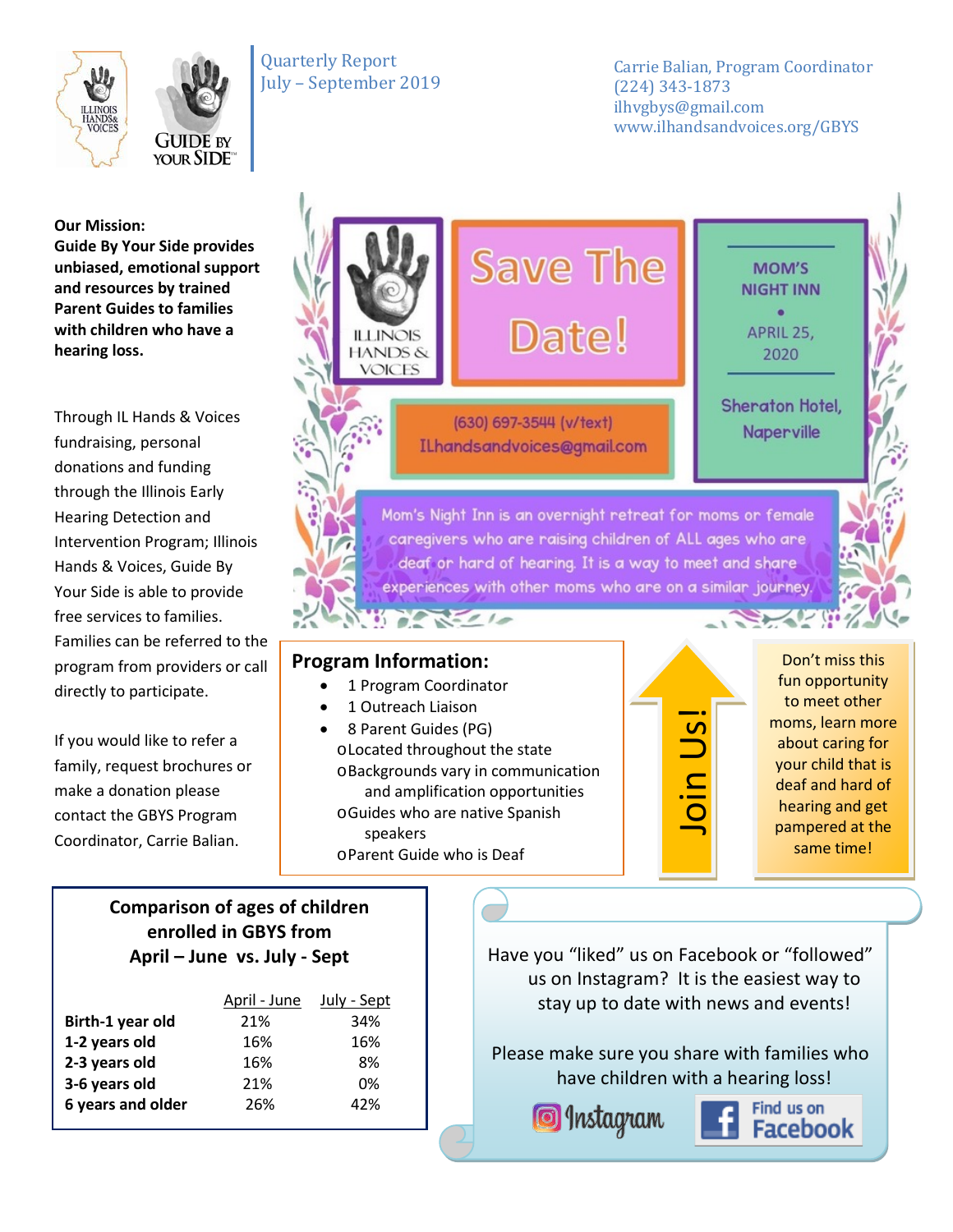Quarterly Report
July – September 2019

Carrie Balian, Program Coordinator
(224) 343-1873
ilhvgbys@gmail.com
www.ilhandsandvoices.org/GBYS

**Our Mission:**
**Guide By Your Side provides unbiased, emotional support and resources by trained Parent Guides to families with children who have a hearing loss.**

Through IL Hands & Voices fundraising, personal donations and funding through the Illinois Early Hearing Detection and Intervention Program; Illinois Hands & Voices, Guide By Your Side is able to provide free services to families. Families can be referred to the program from providers or call directly to participate.

If you would like to refer a family, request brochures or make a donation please contact the GBYS Program Coordinator, Carrie Balian.

ILLINOIS HANDS & VOICES

Save The Date!

MOM'S NIGHT INN
•
APRIL 25, 2020

Sheraton Hotel, Naperville

(630) 697-3544 (v/text)
ILhandsandvoices@gmail.com

Mom's Night Inn is an overnight retreat for moms or female caregivers who are raising children of ALL ages who are deaf or hard of hearing. It is a way to meet and share experiences with other moms who are on a similar journey.

## Program Information:

- 1 Program Coordinator
- 1 Outreach Liaison
- 8 Parent Guides (PG)
  - Located throughout the state
  - Backgrounds vary in communication and amplification opportunities
  - Guides who are native Spanish speakers
  - Parent Guide who is Deaf

Join Us!

Don't miss this fun opportunity to meet other moms, learn more about caring for your child that is deaf and hard of hearing and get pampered at the same time!

**Comparison of ages of children enrolled in GBYS from April – June vs. July - Sept**

| | April - June | July - Sept |
|---|---|---|
| **Birth-1 year old** | 21% | 34% |
| **1-2 years old** | 16% | 16% |
| **2-3 years old** | 16% | 8% |
| **3-6 years old** | 21% | 0% |
| **6 years and older** | 26% | 42% |

Have you "liked" us on Facebook or "followed" us on Instagram? It is the easiest way to stay up to date with news and events!

Please make sure you share with families who have children with a hearing loss!

Instagram | Find us on Facebook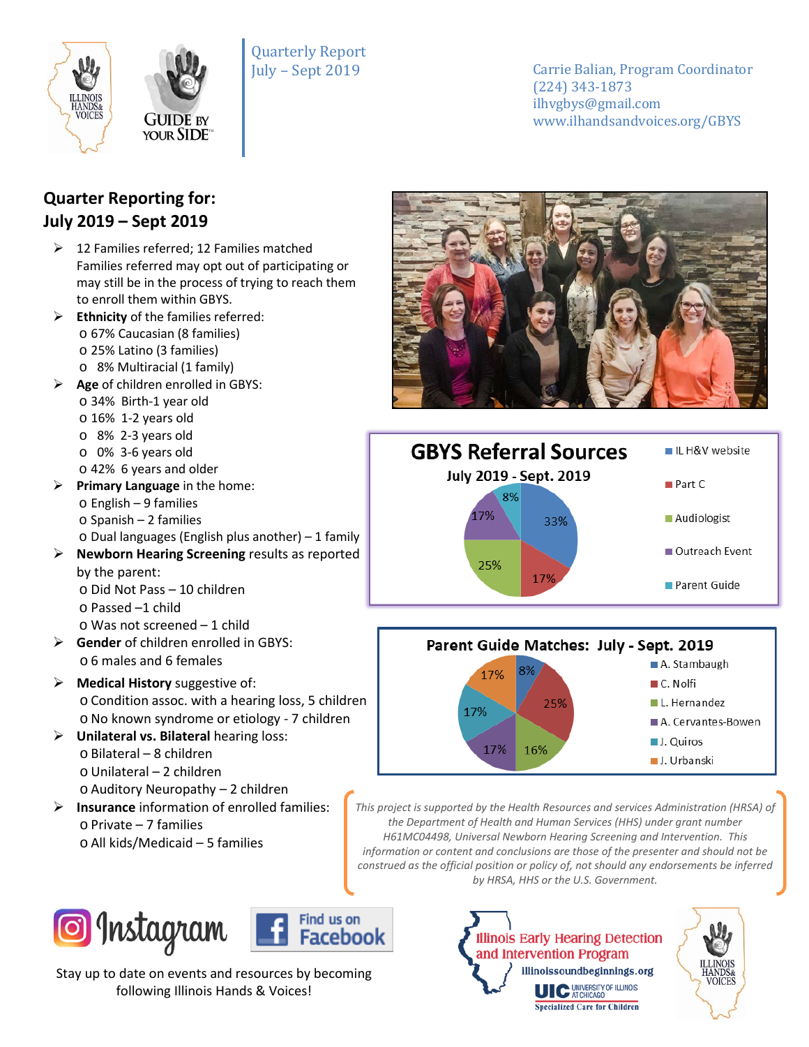Quarterly Report
July – Sept 2019

Carrie Balian, Program Coordinator
(224) 343-1873
ilhvgbys@gmail.com
www.ilhandsandvoices.org/GBYS

## Quarter Reporting for: July 2019 – Sept 2019

- 12 Families referred; 12 Families matched
  Families referred may opt out of participating or may still be in the process of trying to reach them to enroll them within GBYS.
- **Ethnicity** of the families referred:
  - 67% Caucasian (8 families)
  - 25% Latino (3 families)
  - 8% Multiracial (1 family)
- **Age** of children enrolled in GBYS:
  - 34% Birth-1 year old
  - 16% 1-2 years old
  - 8% 2-3 years old
  - 0% 3-6 years old
  - 42% 6 years and older
- **Primary Language** in the home:
  - English – 9 families
  - Spanish – 2 families
  - Dual languages (English plus another) – 1 family
- **Newborn Hearing Screening** results as reported by the parent:
  - Did Not Pass – 10 children
  - Passed –1 child
  - Was not screened – 1 child
- **Gender** of children enrolled in GBYS:
  - 6 males and 6 females
- **Medical History** suggestive of:
  - Condition assoc. with a hearing loss, 5 children
  - No known syndrome or etiology - 7 children
- **Unilateral vs. Bilateral** hearing loss:
  - Bilateral – 8 children
  - Unilateral – 2 children
  - Auditory Neuropathy – 2 children
- **Insurance** information of enrolled families:
  - Private – 7 families
  - All kids/Medicaid – 5 families

GBYS Referral Sources
July 2019 - Sept. 2019
33%
17%
25%
17%
8%
IL H&V website
Part C
Audiologist
Outreach Event
Parent Guide

Parent Guide Matches: July - Sept. 2019
8%
25%
16%
17%
17%
17%
A. Stambaugh
C. Nolfi
L. Hernandez
A. Cervantes-Bowen
J. Quiros
J. Urbanski

*This project is supported by the Health Resources and services Administration (HRSA) of the Department of Health and Human Services (HHS) under grant number H61MC04498, Universal Newborn Hearing Screening and Intervention. This information or content and conclusions are those of the presenter and should not be construed as the official position or policy of, not should any endorsements be inferred by HRSA, HHS or the U.S. Government.*

Instagram
Find us on Facebook

Stay up to date on events and resources by becoming following Illinois Hands & Voices!

Illinois Early Hearing Detection and Intervention Program
illinoissoundbeginnings.org
UIC University of Illinois at Chicago
Specialized Care for Children